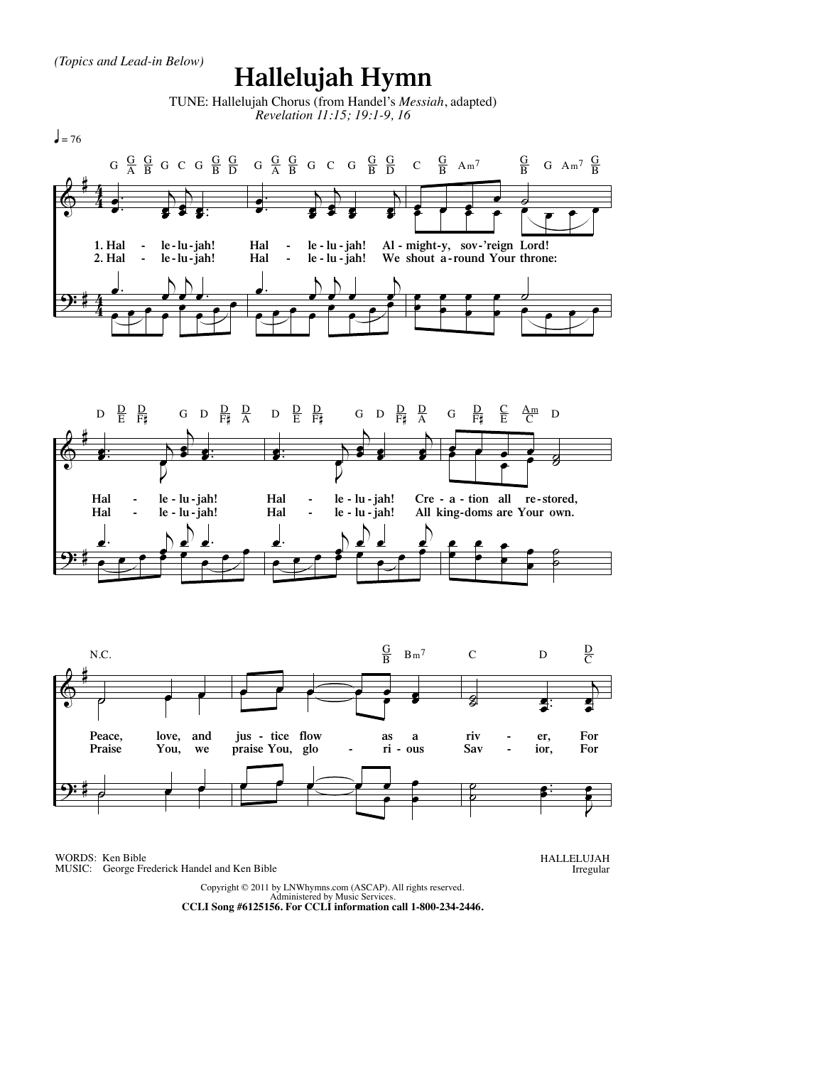*(Topics and Lead-in Below)*

# Hallelujah Hymn

TUNE: Hallelujah Chorus (from Handel's *Messiah*, adapted)
*Revelation 11:15; 19:1-9, 16*

♩ = 76

1. Hal - le - lu - jah! Hal - le - lu - jah! Al - might - y, sov - 'reign Lord!
2. Hal - le - lu - jah! Hal - le - lu - jah! We shout a - round Your throne:

Hal - le - lu - jah! Hal - le - lu - jah! Cre - a - tion all re - stored,
Hal - le - lu - jah! Hal - le - lu - jah! All king - doms are Your own.

Peace, love, and jus - tice flow as a riv - er, For
Praise You, we praise You, glo - ri - ous Sav - ior, For

WORDS: Ken Bible
MUSIC: George Frederick Handel and Ken Bible

HALLELUJAH
Irregular

Copyright © 2011 by LNWhymns.com (ASCAP). All rights reserved.
Administered by Music Services.
**CCLI Song #6125156. For CCLI information call 1-800-234-2446.**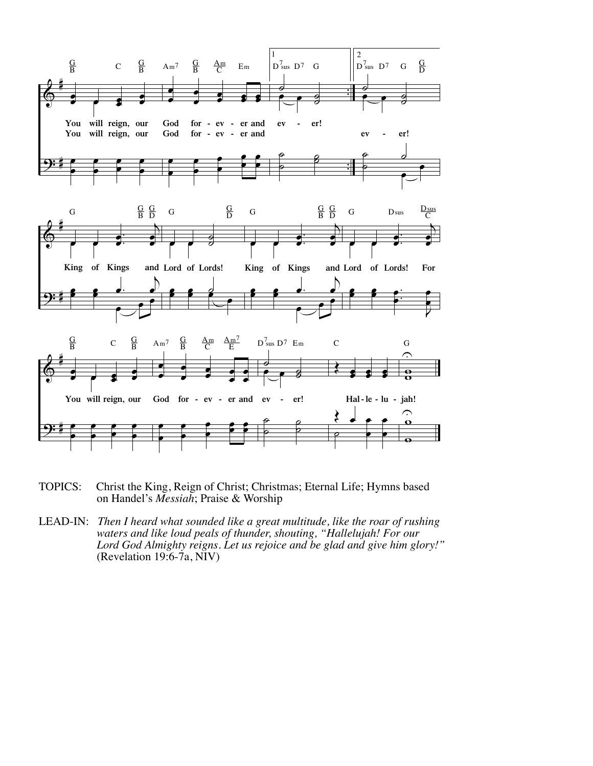You will reign, our God for - ev - er and ev - er!
You will reign, our God for - ev - er and ev - er!

King of Kings and Lord of Lords! King of Kings and Lord of Lords! For

You will reign, our God for - ev - er and ev - er! Hal - le - lu - jah!

TOPICS: Christ the King, Reign of Christ; Christmas; Eternal Life; Hymns based on Handel's *Messiah*; Praise & Worship

LEAD-IN: *Then I heard what sounded like a great multitude, like the roar of rushing waters and like loud peals of thunder, shouting, "Hallelujah! For our Lord God Almighty reigns. Let us rejoice and be glad and give him glory!"* (Revelation 19:6-7a, NIV)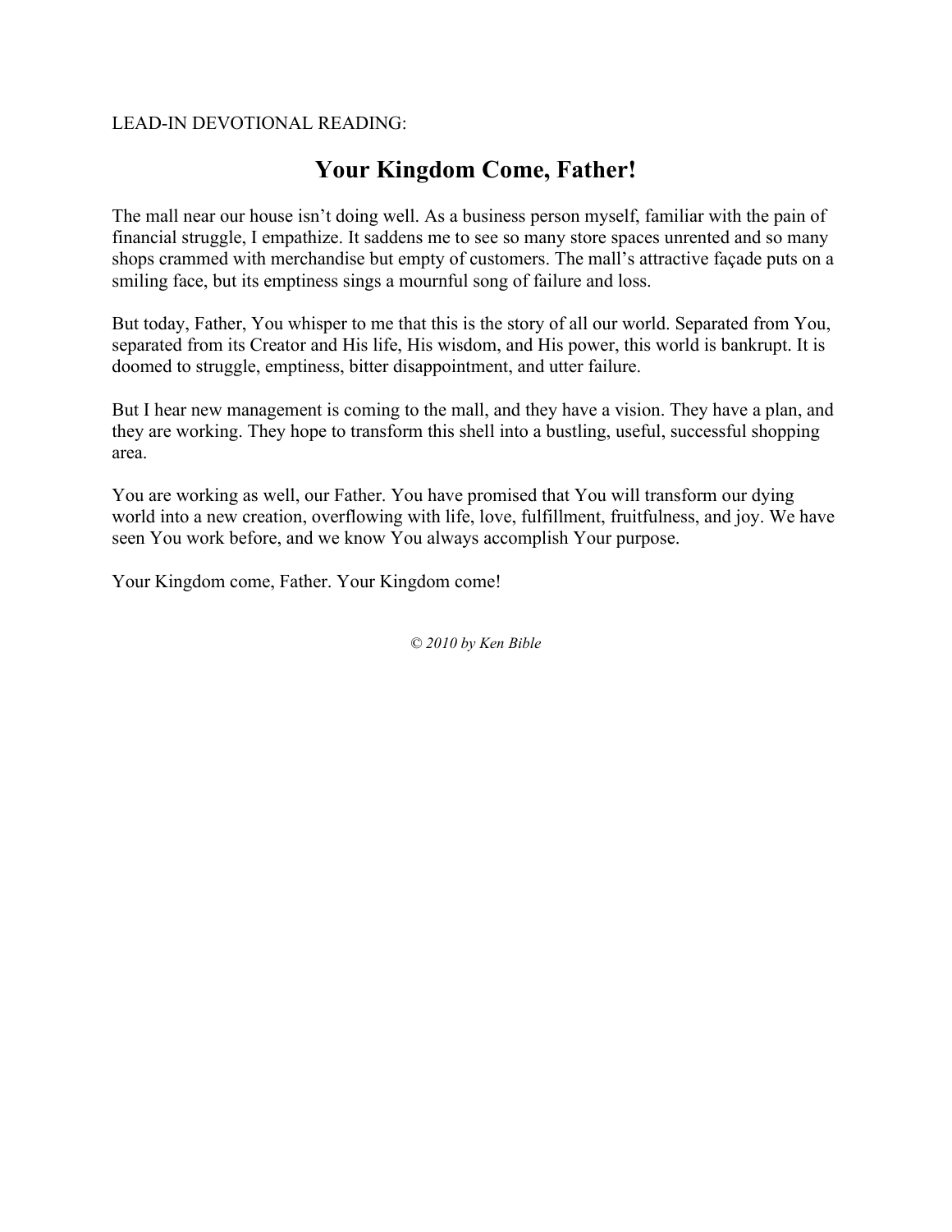LEAD-IN DEVOTIONAL READING:

# Your Kingdom Come, Father!

The mall near our house isn't doing well. As a business person myself, familiar with the pain of financial struggle, I empathize. It saddens me to see so many store spaces unrented and so many shops crammed with merchandise but empty of customers. The mall's attractive façade puts on a smiling face, but its emptiness sings a mournful song of failure and loss.

But today, Father, You whisper to me that this is the story of all our world. Separated from You, separated from its Creator and His life, His wisdom, and His power, this world is bankrupt. It is doomed to struggle, emptiness, bitter disappointment, and utter failure.

But I hear new management is coming to the mall, and they have a vision. They have a plan, and they are working. They hope to transform this shell into a bustling, useful, successful shopping area.

You are working as well, our Father. You have promised that You will transform our dying world into a new creation, overflowing with life, love, fulfillment, fruitfulness, and joy. We have seen You work before, and we know You always accomplish Your purpose.

Your Kingdom come, Father. Your Kingdom come!

*© 2010 by Ken Bible*